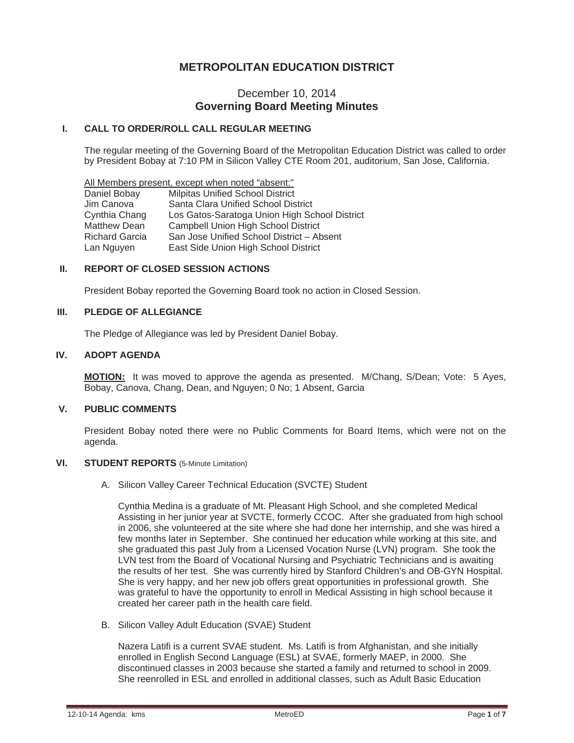# METROPOLITAN EDUCATION DISTRICT

## December 10, 2014
## Governing Board Meeting Minutes

### I. CALL TO ORDER/ROLL CALL REGULAR MEETING

The regular meeting of the Governing Board of the Metropolitan Education District was called to order by President Bobay at 7:10 PM in Silicon Valley CTE Room 201, auditorium, San Jose, California.

All Members present, except when noted "absent:"

| | |
|---|---|
| Daniel Bobay | Milpitas Unified School District |
| Jim Canova | Santa Clara Unified School District |
| Cynthia Chang | Los Gatos-Saratoga Union High School District |
| Matthew Dean | Campbell Union High School District |
| Richard Garcia | San Jose Unified School District – Absent |
| Lan Nguyen | East Side Union High School District |

### II. REPORT OF CLOSED SESSION ACTIONS

President Bobay reported the Governing Board took no action in Closed Session.

### III. PLEDGE OF ALLEGIANCE

The Pledge of Allegiance was led by President Daniel Bobay.

### IV. ADOPT AGENDA

**MOTION:** It was moved to approve the agenda as presented. M/Chang, S/Dean; Vote: 5 Ayes, Bobay, Canova, Chang, Dean, and Nguyen; 0 No; 1 Absent, Garcia

### V. PUBLIC COMMENTS

President Bobay noted there were no Public Comments for Board Items, which were not on the agenda.

### VI. STUDENT REPORTS (5-Minute Limitation)

A. Silicon Valley Career Technical Education (SVCTE) Student

Cynthia Medina is a graduate of Mt. Pleasant High School, and she completed Medical Assisting in her junior year at SVCTE, formerly CCOC. After she graduated from high school in 2006, she volunteered at the site where she had done her internship, and she was hired a few months later in September. She continued her education while working at this site, and she graduated this past July from a Licensed Vocation Nurse (LVN) program. She took the LVN test from the Board of Vocational Nursing and Psychiatric Technicians and is awaiting the results of her test. She was currently hired by Stanford Children's and OB-GYN Hospital. She is very happy, and her new job offers great opportunities in professional growth. She was grateful to have the opportunity to enroll in Medical Assisting in high school because it created her career path in the health care field.

B. Silicon Valley Adult Education (SVAE) Student

Nazera Latifi is a current SVAE student. Ms. Latifi is from Afghanistan, and she initially enrolled in English Second Language (ESL) at SVAE, formerly MAEP, in 2000. She discontinued classes in 2003 because she started a family and returned to school in 2009. She reenrolled in ESL and enrolled in additional classes, such as Adult Basic Education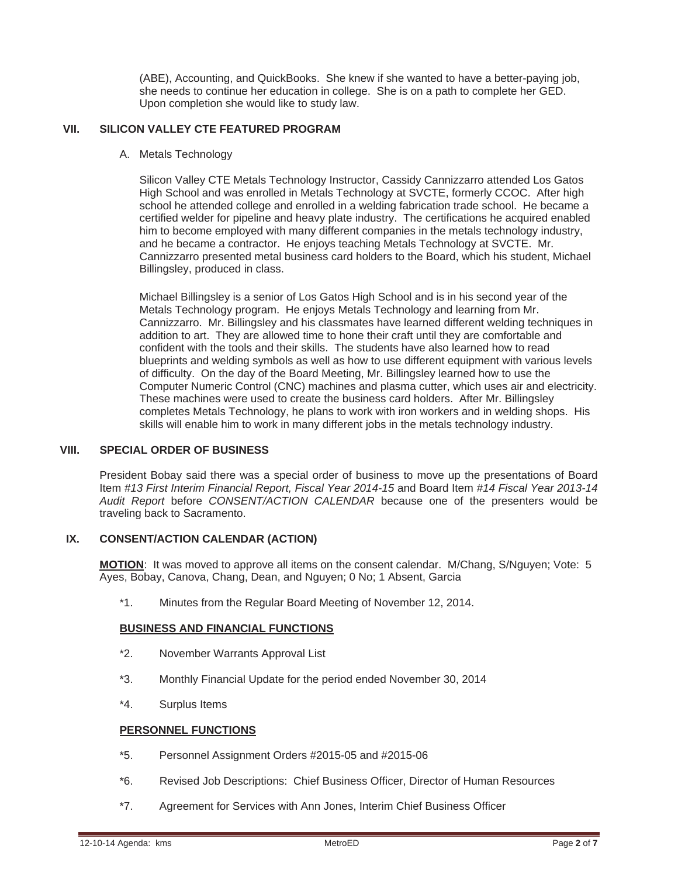(ABE), Accounting, and QuickBooks. She knew if she wanted to have a better-paying job, she needs to continue her education in college. She is on a path to complete her GED. Upon completion she would like to study law.

## VII. SILICON VALLEY CTE FEATURED PROGRAM

A. Metals Technology

Silicon Valley CTE Metals Technology Instructor, Cassidy Cannizzarro attended Los Gatos High School and was enrolled in Metals Technology at SVCTE, formerly CCOC. After high school he attended college and enrolled in a welding fabrication trade school. He became a certified welder for pipeline and heavy plate industry. The certifications he acquired enabled him to become employed with many different companies in the metals technology industry, and he became a contractor. He enjoys teaching Metals Technology at SVCTE. Mr. Cannizzarro presented metal business card holders to the Board, which his student, Michael Billingsley, produced in class.

Michael Billingsley is a senior of Los Gatos High School and is in his second year of the Metals Technology program. He enjoys Metals Technology and learning from Mr. Cannizzarro. Mr. Billingsley and his classmates have learned different welding techniques in addition to art. They are allowed time to hone their craft until they are comfortable and confident with the tools and their skills. The students have also learned how to read blueprints and welding symbols as well as how to use different equipment with various levels of difficulty. On the day of the Board Meeting, Mr. Billingsley learned how to use the Computer Numeric Control (CNC) machines and plasma cutter, which uses air and electricity. These machines were used to create the business card holders. After Mr. Billingsley completes Metals Technology, he plans to work with iron workers and in welding shops. His skills will enable him to work in many different jobs in the metals technology industry.

## VIII. SPECIAL ORDER OF BUSINESS

President Bobay said there was a special order of business to move up the presentations of Board Item *#13 First Interim Financial Report, Fiscal Year 2014-15* and Board Item *#14 Fiscal Year 2013-14 Audit Report* before *CONSENT/ACTION CALENDAR* because one of the presenters would be traveling back to Sacramento.

## IX. CONSENT/ACTION CALENDAR (ACTION)

**MOTION**: It was moved to approve all items on the consent calendar. M/Chang, S/Nguyen; Vote: 5 Ayes, Bobay, Canova, Chang, Dean, and Nguyen; 0 No; 1 Absent, Garcia

*1. Minutes from the Regular Board Meeting of November 12, 2014.

**BUSINESS AND FINANCIAL FUNCTIONS**

*2. November Warrants Approval List

*3. Monthly Financial Update for the period ended November 30, 2014

*4. Surplus Items

**PERSONNEL FUNCTIONS**

*5. Personnel Assignment Orders #2015-05 and #2015-06

*6. Revised Job Descriptions: Chief Business Officer, Director of Human Resources

*7. Agreement for Services with Ann Jones, Interim Chief Business Officer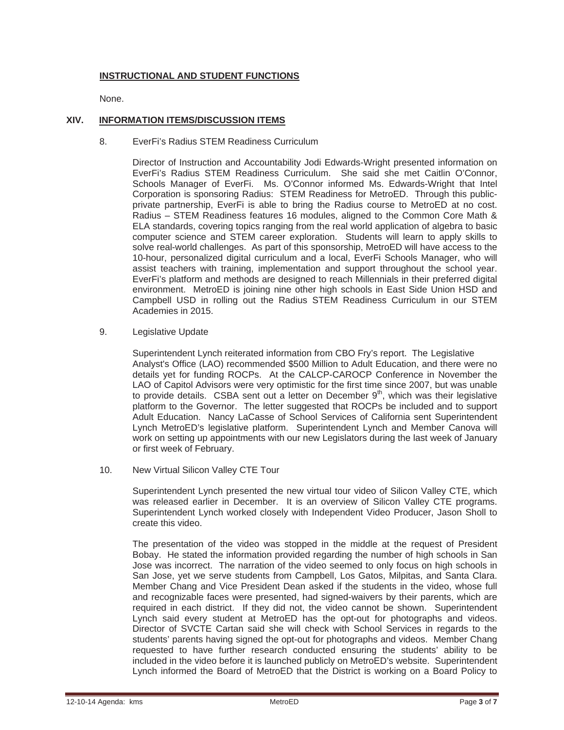**INSTRUCTIONAL AND STUDENT FUNCTIONS**

None.

## XIV. INFORMATION ITEMS/DISCUSSION ITEMS

8. EverFi's Radius STEM Readiness Curriculum

Director of Instruction and Accountability Jodi Edwards-Wright presented information on EverFi's Radius STEM Readiness Curriculum. She said she met Caitlin O'Connor, Schools Manager of EverFi. Ms. O'Connor informed Ms. Edwards-Wright that Intel Corporation is sponsoring Radius: STEM Readiness for MetroED. Through this public-private partnership, EverFi is able to bring the Radius course to MetroED at no cost. Radius – STEM Readiness features 16 modules, aligned to the Common Core Math & ELA standards, covering topics ranging from the real world application of algebra to basic computer science and STEM career exploration. Students will learn to apply skills to solve real-world challenges. As part of this sponsorship, MetroED will have access to the 10-hour, personalized digital curriculum and a local, EverFi Schools Manager, who will assist teachers with training, implementation and support throughout the school year. EverFi's platform and methods are designed to reach Millennials in their preferred digital environment. MetroED is joining nine other high schools in East Side Union HSD and Campbell USD in rolling out the Radius STEM Readiness Curriculum in our STEM Academies in 2015.

9. Legislative Update

Superintendent Lynch reiterated information from CBO Fry's report. The Legislative Analyst's Office (LAO) recommended $500 Million to Adult Education, and there were no details yet for funding ROCPs. At the CALCP-CAROCP Conference in November the LAO of Capitol Advisors were very optimistic for the first time since 2007, but was unable to provide details. CSBA sent out a letter on December 9th, which was their legislative platform to the Governor. The letter suggested that ROCPs be included and to support Adult Education. Nancy LaCasse of School Services of California sent Superintendent Lynch MetroED's legislative platform. Superintendent Lynch and Member Canova will work on setting up appointments with our new Legislators during the last week of January or first week of February.

10. New Virtual Silicon Valley CTE Tour

Superintendent Lynch presented the new virtual tour video of Silicon Valley CTE, which was released earlier in December. It is an overview of Silicon Valley CTE programs. Superintendent Lynch worked closely with Independent Video Producer, Jason Sholl to create this video.

The presentation of the video was stopped in the middle at the request of President Bobay. He stated the information provided regarding the number of high schools in San Jose was incorrect. The narration of the video seemed to only focus on high schools in San Jose, yet we serve students from Campbell, Los Gatos, Milpitas, and Santa Clara. Member Chang and Vice President Dean asked if the students in the video, whose full and recognizable faces were presented, had signed-waivers by their parents, which are required in each district. If they did not, the video cannot be shown. Superintendent Lynch said every student at MetroED has the opt-out for photographs and videos. Director of SVCTE Cartan said she will check with School Services in regards to the students' parents having signed the opt-out for photographs and videos. Member Chang requested to have further research conducted ensuring the students' ability to be included in the video before it is launched publicly on MetroED's website. Superintendent Lynch informed the Board of MetroED that the District is working on a Board Policy to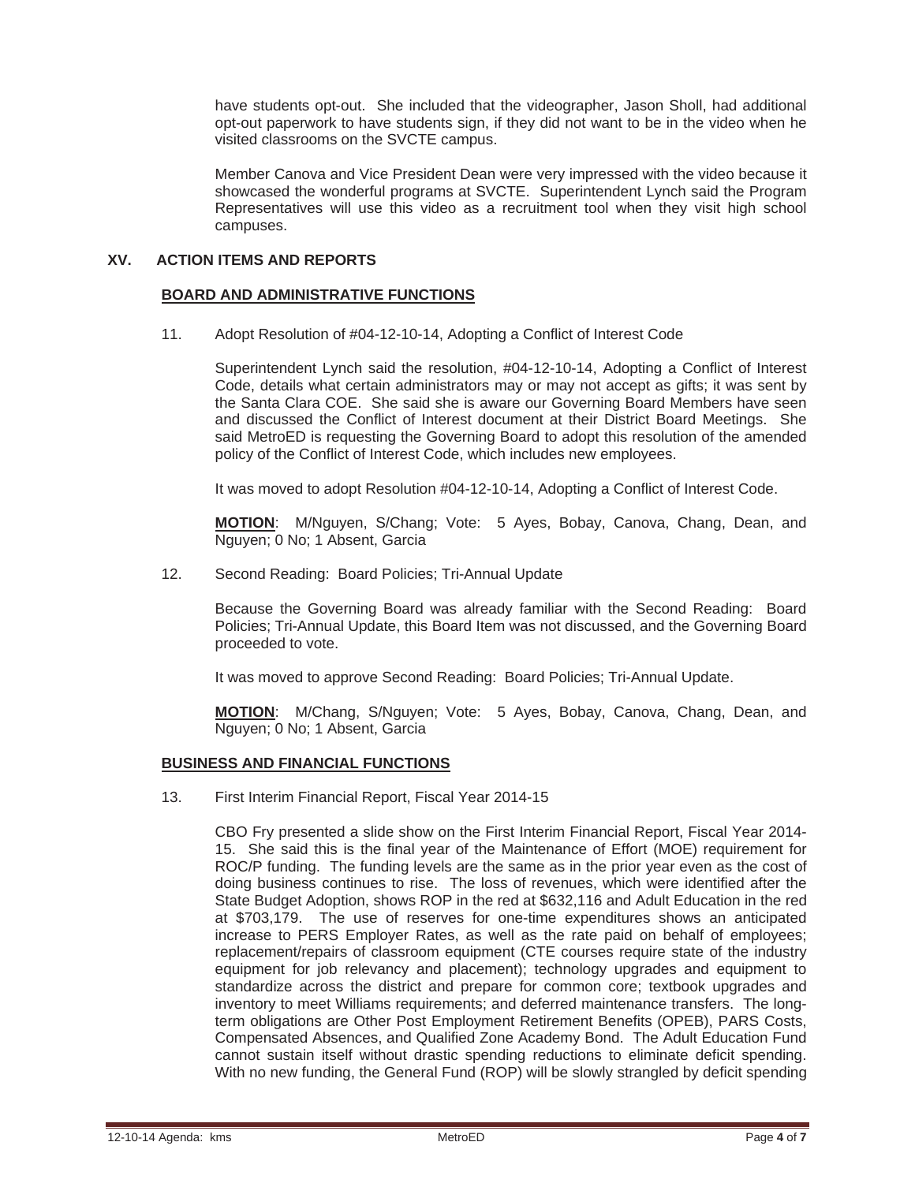have students opt-out. She included that the videographer, Jason Sholl, had additional opt-out paperwork to have students sign, if they did not want to be in the video when he visited classrooms on the SVCTE campus.

Member Canova and Vice President Dean were very impressed with the video because it showcased the wonderful programs at SVCTE. Superintendent Lynch said the Program Representatives will use this video as a recruitment tool when they visit high school campuses.

## XV. ACTION ITEMS AND REPORTS

### BOARD AND ADMINISTRATIVE FUNCTIONS

11. Adopt Resolution of #04-12-10-14, Adopting a Conflict of Interest Code

Superintendent Lynch said the resolution, #04-12-10-14, Adopting a Conflict of Interest Code, details what certain administrators may or may not accept as gifts; it was sent by the Santa Clara COE. She said she is aware our Governing Board Members have seen and discussed the Conflict of Interest document at their District Board Meetings. She said MetroED is requesting the Governing Board to adopt this resolution of the amended policy of the Conflict of Interest Code, which includes new employees.

It was moved to adopt Resolution #04-12-10-14, Adopting a Conflict of Interest Code.

**MOTION**: M/Nguyen, S/Chang; Vote: 5 Ayes, Bobay, Canova, Chang, Dean, and Nguyen; 0 No; 1 Absent, Garcia

12. Second Reading: Board Policies; Tri-Annual Update

Because the Governing Board was already familiar with the Second Reading: Board Policies; Tri-Annual Update, this Board Item was not discussed, and the Governing Board proceeded to vote.

It was moved to approve Second Reading: Board Policies; Tri-Annual Update.

**MOTION**: M/Chang, S/Nguyen; Vote: 5 Ayes, Bobay, Canova, Chang, Dean, and Nguyen; 0 No; 1 Absent, Garcia

### BUSINESS AND FINANCIAL FUNCTIONS

13. First Interim Financial Report, Fiscal Year 2014-15

CBO Fry presented a slide show on the First Interim Financial Report, Fiscal Year 2014-15. She said this is the final year of the Maintenance of Effort (MOE) requirement for ROC/P funding. The funding levels are the same as in the prior year even as the cost of doing business continues to rise. The loss of revenues, which were identified after the State Budget Adoption, shows ROP in the red at $632,116 and Adult Education in the red at $703,179. The use of reserves for one-time expenditures shows an anticipated increase to PERS Employer Rates, as well as the rate paid on behalf of employees; replacement/repairs of classroom equipment (CTE courses require state of the industry equipment for job relevancy and placement); technology upgrades and equipment to standardize across the district and prepare for common core; textbook upgrades and inventory to meet Williams requirements; and deferred maintenance transfers. The long-term obligations are Other Post Employment Retirement Benefits (OPEB), PARS Costs, Compensated Absences, and Qualified Zone Academy Bond. The Adult Education Fund cannot sustain itself without drastic spending reductions to eliminate deficit spending. With no new funding, the General Fund (ROP) will be slowly strangled by deficit spending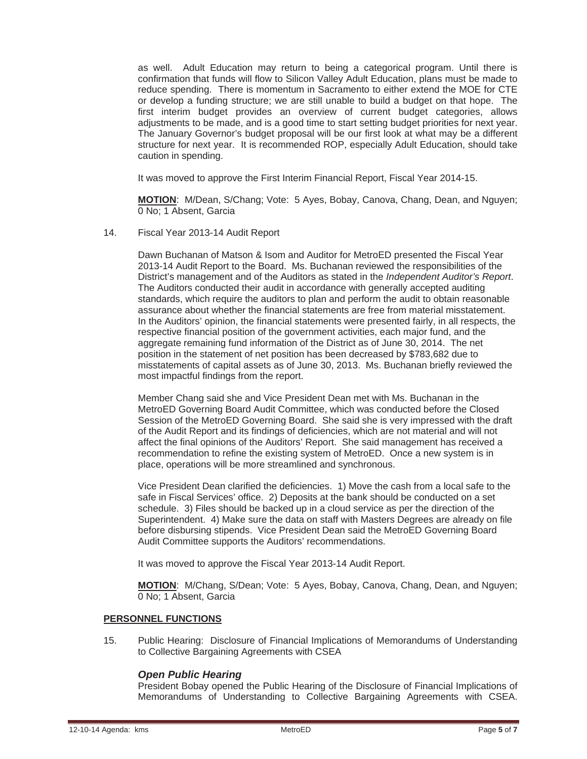as well. Adult Education may return to being a categorical program. Until there is confirmation that funds will flow to Silicon Valley Adult Education, plans must be made to reduce spending. There is momentum in Sacramento to either extend the MOE for CTE or develop a funding structure; we are still unable to build a budget on that hope. The first interim budget provides an overview of current budget categories, allows adjustments to be made, and is a good time to start setting budget priorities for next year. The January Governor's budget proposal will be our first look at what may be a different structure for next year. It is recommended ROP, especially Adult Education, should take caution in spending.

It was moved to approve the First Interim Financial Report, Fiscal Year 2014-15.

**MOTION**: M/Dean, S/Chang; Vote: 5 Ayes, Bobay, Canova, Chang, Dean, and Nguyen; 0 No; 1 Absent, Garcia

14. Fiscal Year 2013-14 Audit Report

Dawn Buchanan of Matson & Isom and Auditor for MetroED presented the Fiscal Year 2013-14 Audit Report to the Board. Ms. Buchanan reviewed the responsibilities of the District's management and of the Auditors as stated in the *Independent Auditor's Report*. The Auditors conducted their audit in accordance with generally accepted auditing standards, which require the auditors to plan and perform the audit to obtain reasonable assurance about whether the financial statements are free from material misstatement. In the Auditors' opinion, the financial statements were presented fairly, in all respects, the respective financial position of the government activities, each major fund, and the aggregate remaining fund information of the District as of June 30, 2014. The net position in the statement of net position has been decreased by $783,682 due to misstatements of capital assets as of June 30, 2013. Ms. Buchanan briefly reviewed the most impactful findings from the report.

Member Chang said she and Vice President Dean met with Ms. Buchanan in the MetroED Governing Board Audit Committee, which was conducted before the Closed Session of the MetroED Governing Board. She said she is very impressed with the draft of the Audit Report and its findings of deficiencies, which are not material and will not affect the final opinions of the Auditors' Report. She said management has received a recommendation to refine the existing system of MetroED. Once a new system is in place, operations will be more streamlined and synchronous.

Vice President Dean clarified the deficiencies. 1) Move the cash from a local safe to the safe in Fiscal Services' office. 2) Deposits at the bank should be conducted on a set schedule. 3) Files should be backed up in a cloud service as per the direction of the Superintendent. 4) Make sure the data on staff with Masters Degrees are already on file before disbursing stipends. Vice President Dean said the MetroED Governing Board Audit Committee supports the Auditors' recommendations.

It was moved to approve the Fiscal Year 2013-14 Audit Report.

**MOTION**: M/Chang, S/Dean; Vote: 5 Ayes, Bobay, Canova, Chang, Dean, and Nguyen; 0 No; 1 Absent, Garcia

## PERSONNEL FUNCTIONS

15. Public Hearing: Disclosure of Financial Implications of Memorandums of Understanding to Collective Bargaining Agreements with CSEA

### *Open Public Hearing*

President Bobay opened the Public Hearing of the Disclosure of Financial Implications of Memorandums of Understanding to Collective Bargaining Agreements with CSEA.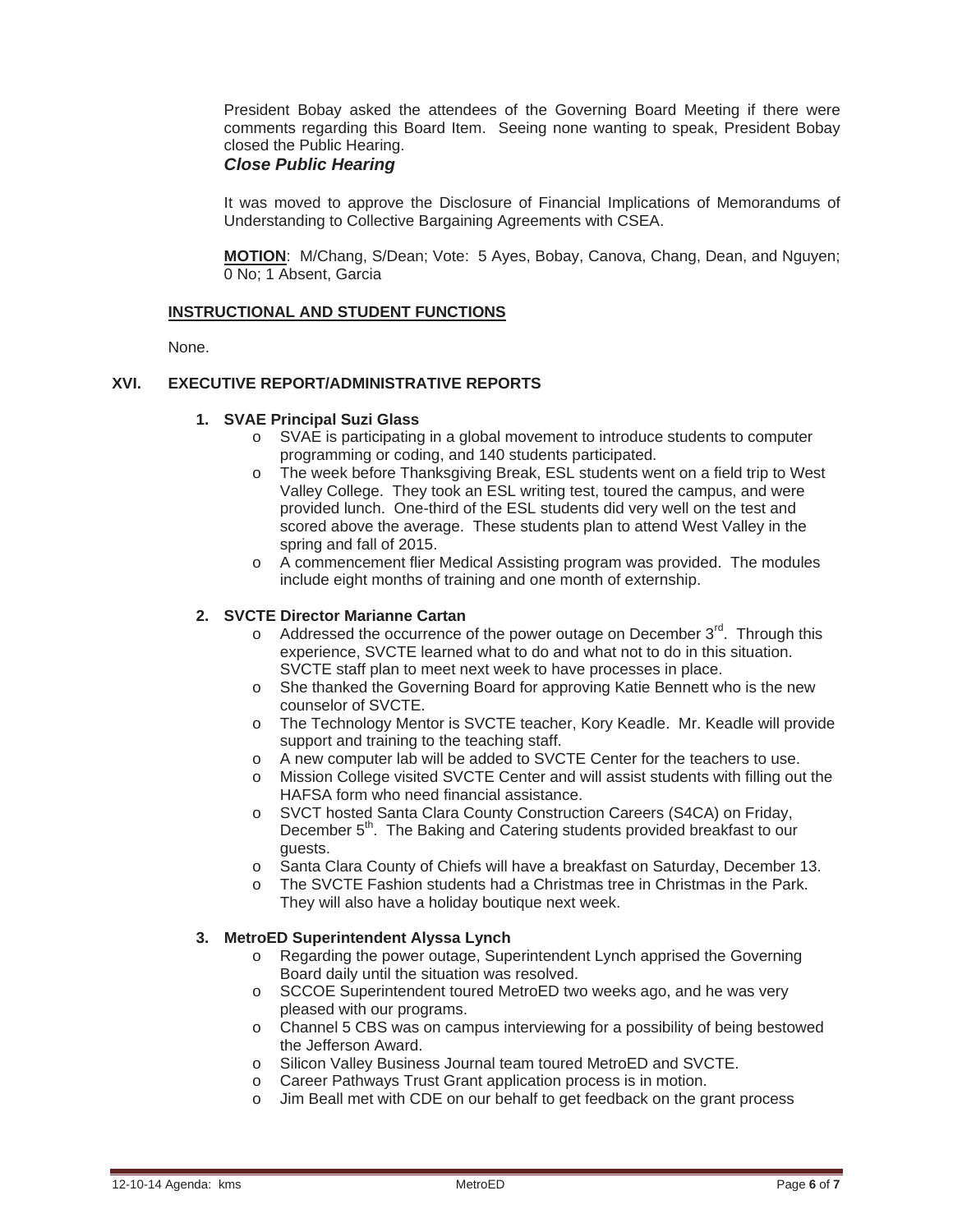President Bobay asked the attendees of the Governing Board Meeting if there were comments regarding this Board Item. Seeing none wanting to speak, President Bobay closed the Public Hearing.

***Close Public Hearing***

It was moved to approve the Disclosure of Financial Implications of Memorandums of Understanding to Collective Bargaining Agreements with CSEA.

**MOTION**: M/Chang, S/Dean; Vote: 5 Ayes, Bobay, Canova, Chang, Dean, and Nguyen; 0 No; 1 Absent, Garcia

**INSTRUCTIONAL AND STUDENT FUNCTIONS**

None.

## XVI. EXECUTIVE REPORT/ADMINISTRATIVE REPORTS

**1. SVAE Principal Suzi Glass**

- SVAE is participating in a global movement to introduce students to computer programming or coding, and 140 students participated.
- The week before Thanksgiving Break, ESL students went on a field trip to West Valley College. They took an ESL writing test, toured the campus, and were provided lunch. One-third of the ESL students did very well on the test and scored above the average. These students plan to attend West Valley in the spring and fall of 2015.
- A commencement flier Medical Assisting program was provided. The modules include eight months of training and one month of externship.

**2. SVCTE Director Marianne Cartan**

- Addressed the occurrence of the power outage on December 3rd. Through this experience, SVCTE learned what to do and what not to do in this situation. SVCTE staff plan to meet next week to have processes in place.
- She thanked the Governing Board for approving Katie Bennett who is the new counselor of SVCTE.
- The Technology Mentor is SVCTE teacher, Kory Keadle. Mr. Keadle will provide support and training to the teaching staff.
- A new computer lab will be added to SVCTE Center for the teachers to use.
- Mission College visited SVCTE Center and will assist students with filling out the HAFSA form who need financial assistance.
- SVCT hosted Santa Clara County Construction Careers (S4CA) on Friday, December 5th. The Baking and Catering students provided breakfast to our guests.
- Santa Clara County of Chiefs will have a breakfast on Saturday, December 13.
- The SVCTE Fashion students had a Christmas tree in Christmas in the Park. They will also have a holiday boutique next week.

**3. MetroED Superintendent Alyssa Lynch**

- Regarding the power outage, Superintendent Lynch apprised the Governing Board daily until the situation was resolved.
- SCCOE Superintendent toured MetroED two weeks ago, and he was very pleased with our programs.
- Channel 5 CBS was on campus interviewing for a possibility of being bestowed the Jefferson Award.
- Silicon Valley Business Journal team toured MetroED and SVCTE.
- Career Pathways Trust Grant application process is in motion.
- Jim Beall met with CDE on our behalf to get feedback on the grant process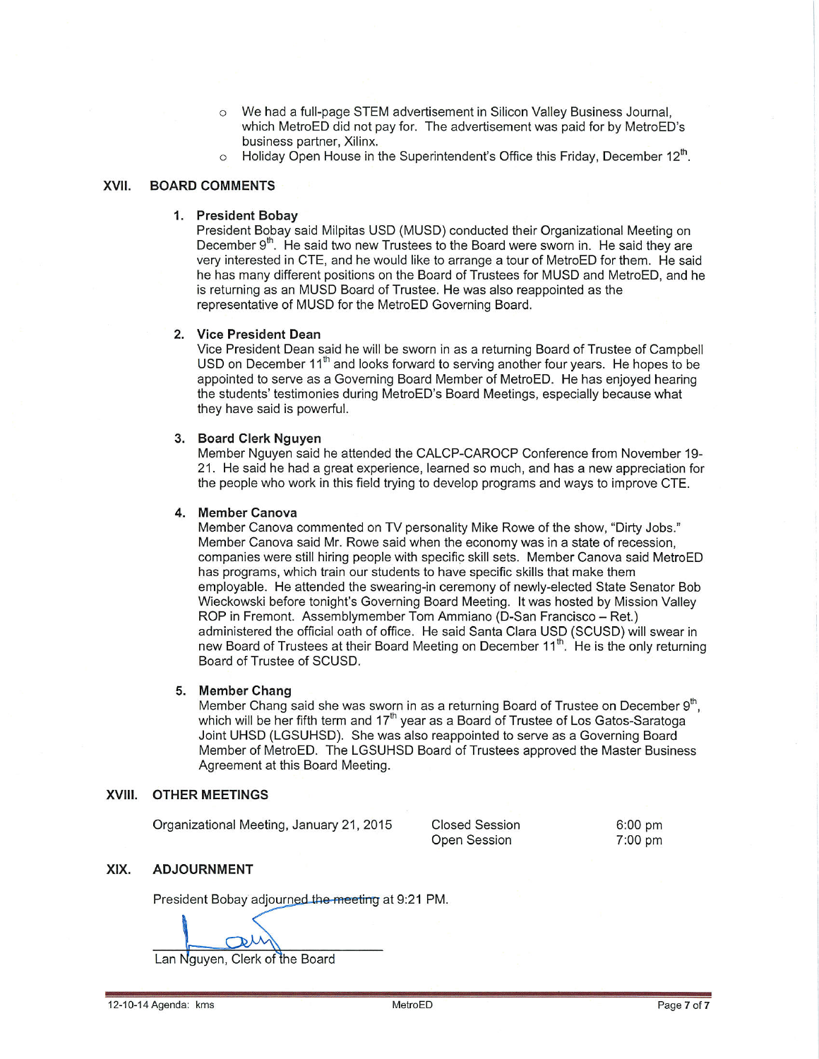- We had a full-page STEM advertisement in Silicon Valley Business Journal, which MetroED did not pay for. The advertisement was paid for by MetroED's business partner, Xilinx.
- Holiday Open House in the Superintendent's Office this Friday, December 12th.

## XVII. BOARD COMMENTS

1. **President Bobay**
   President Bobay said Milpitas USD (MUSD) conducted their Organizational Meeting on December 9th. He said two new Trustees to the Board were sworn in. He said they are very interested in CTE, and he would like to arrange a tour of MetroED for them. He said he has many different positions on the Board of Trustees for MUSD and MetroED, and he is returning as an MUSD Board of Trustee. He was also reappointed as the representative of MUSD for the MetroED Governing Board.

2. **Vice President Dean**
   Vice President Dean said he will be sworn in as a returning Board of Trustee of Campbell USD on December 11th and looks forward to serving another four years. He hopes to be appointed to serve as a Governing Board Member of MetroED. He has enjoyed hearing the students' testimonies during MetroED's Board Meetings, especially because what they have said is powerful.

3. **Board Clerk Nguyen**
   Member Nguyen said he attended the CALCP-CAROCP Conference from November 19-21. He said he had a great experience, learned so much, and has a new appreciation for the people who work in this field trying to develop programs and ways to improve CTE.

4. **Member Canova**
   Member Canova commented on TV personality Mike Rowe of the show, "Dirty Jobs." Member Canova said Mr. Rowe said when the economy was in a state of recession, companies were still hiring people with specific skill sets. Member Canova said MetroED has programs, which train our students to have specific skills that make them employable. He attended the swearing-in ceremony of newly-elected State Senator Bob Wieckowski before tonight's Governing Board Meeting. It was hosted by Mission Valley ROP in Fremont. Assemblymember Tom Ammiano (D-San Francisco – Ret.) administered the official oath of office. He said Santa Clara USD (SCUSD) will swear in new Board of Trustees at their Board Meeting on December 11th. He is the only returning Board of Trustee of SCUSD.

5. **Member Chang**
   Member Chang said she was sworn in as a returning Board of Trustee on December 9th, which will be her fifth term and 17th year as a Board of Trustee of Los Gatos-Saratoga Joint UHSD (LGSUHSD). She was also reappointed to serve as a Governing Board Member of MetroED. The LGSUHSD Board of Trustees approved the Master Business Agreement at this Board Meeting.

## XVIII. OTHER MEETINGS

| | | |
|---|---|---|
| Organizational Meeting, January 21, 2015 | Closed Session | 6:00 pm |
| | Open Session | 7:00 pm |

## XIX. ADJOURNMENT

President Bobay adjourned the meeting at 9:21 PM.

Lan Nguyen, Clerk of the Board